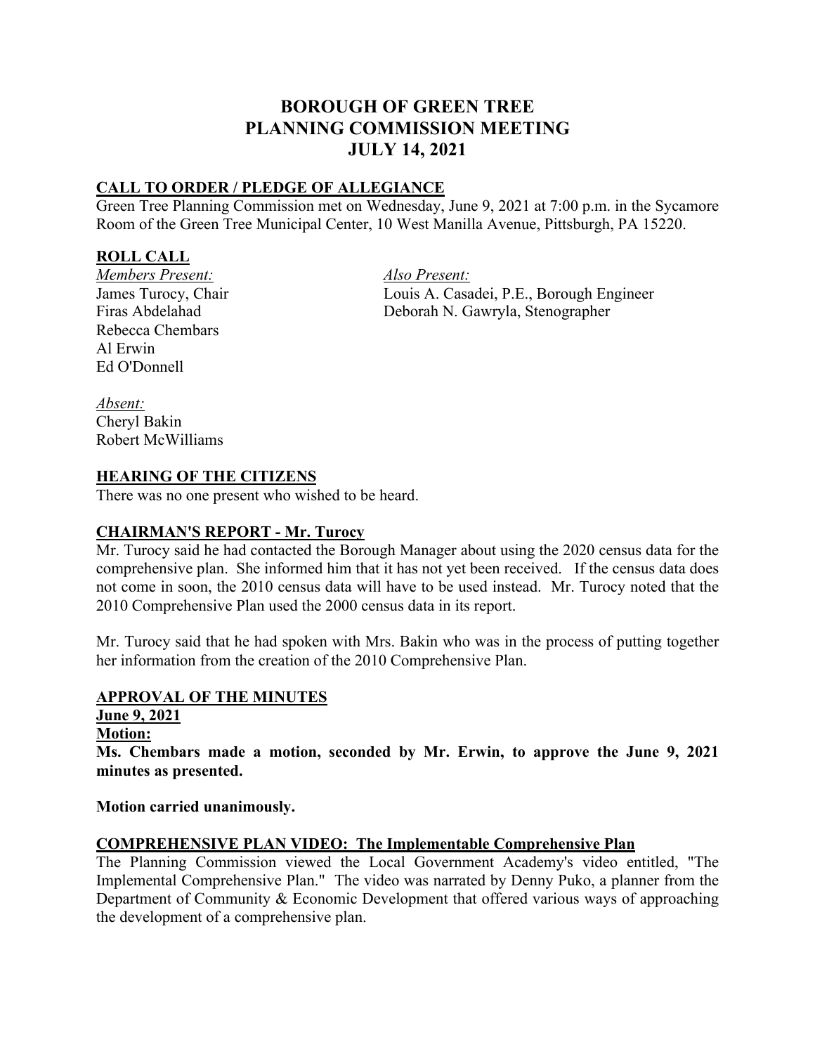# BOROUGH OF GREEN TREE
# PLANNING COMMISSION MEETING
# JULY 14, 2021

## CALL TO ORDER / PLEDGE OF ALLEGIANCE

Green Tree Planning Commission met on Wednesday, June 9, 2021 at 7:00 p.m. in the Sycamore Room of the Green Tree Municipal Center, 10 West Manilla Avenue, Pittsburgh, PA 15220.

## ROLL CALL

*Members Present:*
James Turocy, Chair
Firas Abdelahad
Rebecca Chembars
Al Erwin
Ed O'Donnell

*Also Present:*
Louis A. Casadei, P.E., Borough Engineer
Deborah N. Gawryla, Stenographer

*Absent:*
Cheryl Bakin
Robert McWilliams

## HEARING OF THE CITIZENS

There was no one present who wished to be heard.

## CHAIRMAN'S REPORT - Mr. Turocy

Mr. Turocy said he had contacted the Borough Manager about using the 2020 census data for the comprehensive plan. She informed him that it has not yet been received. If the census data does not come in soon, the 2010 census data will have to be used instead. Mr. Turocy noted that the 2010 Comprehensive Plan used the 2000 census data in its report.

Mr. Turocy said that he had spoken with Mrs. Bakin who was in the process of putting together her information from the creation of the 2010 Comprehensive Plan.

## APPROVAL OF THE MINUTES

**June 9, 2021**

**Motion:**

**Ms. Chembars made a motion, seconded by Mr. Erwin, to approve the June 9, 2021 minutes as presented.**

**Motion carried unanimously.**

## COMPREHENSIVE PLAN VIDEO: The Implementable Comprehensive Plan

The Planning Commission viewed the Local Government Academy's video entitled, "The Implemental Comprehensive Plan." The video was narrated by Denny Puko, a planner from the Department of Community & Economic Development that offered various ways of approaching the development of a comprehensive plan.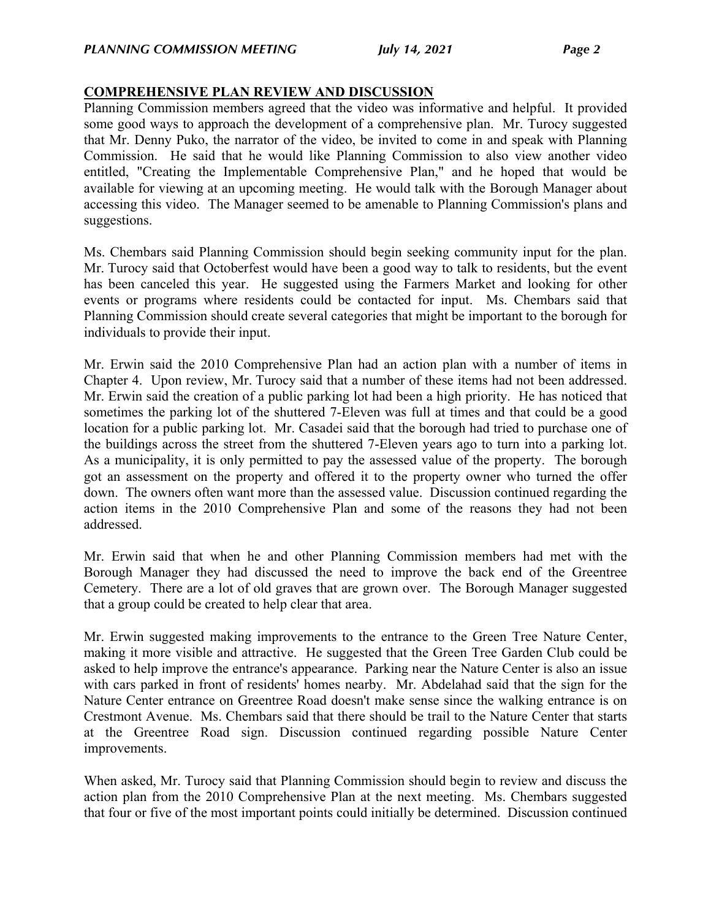**COMPREHENSIVE PLAN REVIEW AND DISCUSSION**

Planning Commission members agreed that the video was informative and helpful. It provided some good ways to approach the development of a comprehensive plan. Mr. Turocy suggested that Mr. Denny Puko, the narrator of the video, be invited to come in and speak with Planning Commission. He said that he would like Planning Commission to also view another video entitled, "Creating the Implementable Comprehensive Plan," and he hoped that would be available for viewing at an upcoming meeting. He would talk with the Borough Manager about accessing this video. The Manager seemed to be amenable to Planning Commission's plans and suggestions.

Ms. Chembars said Planning Commission should begin seeking community input for the plan. Mr. Turocy said that Octoberfest would have been a good way to talk to residents, but the event has been canceled this year. He suggested using the Farmers Market and looking for other events or programs where residents could be contacted for input. Ms. Chembars said that Planning Commission should create several categories that might be important to the borough for individuals to provide their input.

Mr. Erwin said the 2010 Comprehensive Plan had an action plan with a number of items in Chapter 4. Upon review, Mr. Turocy said that a number of these items had not been addressed. Mr. Erwin said the creation of a public parking lot had been a high priority. He has noticed that sometimes the parking lot of the shuttered 7-Eleven was full at times and that could be a good location for a public parking lot. Mr. Casadei said that the borough had tried to purchase one of the buildings across the street from the shuttered 7-Eleven years ago to turn into a parking lot. As a municipality, it is only permitted to pay the assessed value of the property. The borough got an assessment on the property and offered it to the property owner who turned the offer down. The owners often want more than the assessed value. Discussion continued regarding the action items in the 2010 Comprehensive Plan and some of the reasons they had not been addressed.

Mr. Erwin said that when he and other Planning Commission members had met with the Borough Manager they had discussed the need to improve the back end of the Greentree Cemetery. There are a lot of old graves that are grown over. The Borough Manager suggested that a group could be created to help clear that area.

Mr. Erwin suggested making improvements to the entrance to the Green Tree Nature Center, making it more visible and attractive. He suggested that the Green Tree Garden Club could be asked to help improve the entrance's appearance. Parking near the Nature Center is also an issue with cars parked in front of residents' homes nearby. Mr. Abdelahad said that the sign for the Nature Center entrance on Greentree Road doesn't make sense since the walking entrance is on Crestmont Avenue. Ms. Chembars said that there should be trail to the Nature Center that starts at the Greentree Road sign. Discussion continued regarding possible Nature Center improvements.

When asked, Mr. Turocy said that Planning Commission should begin to review and discuss the action plan from the 2010 Comprehensive Plan at the next meeting. Ms. Chembars suggested that four or five of the most important points could initially be determined. Discussion continued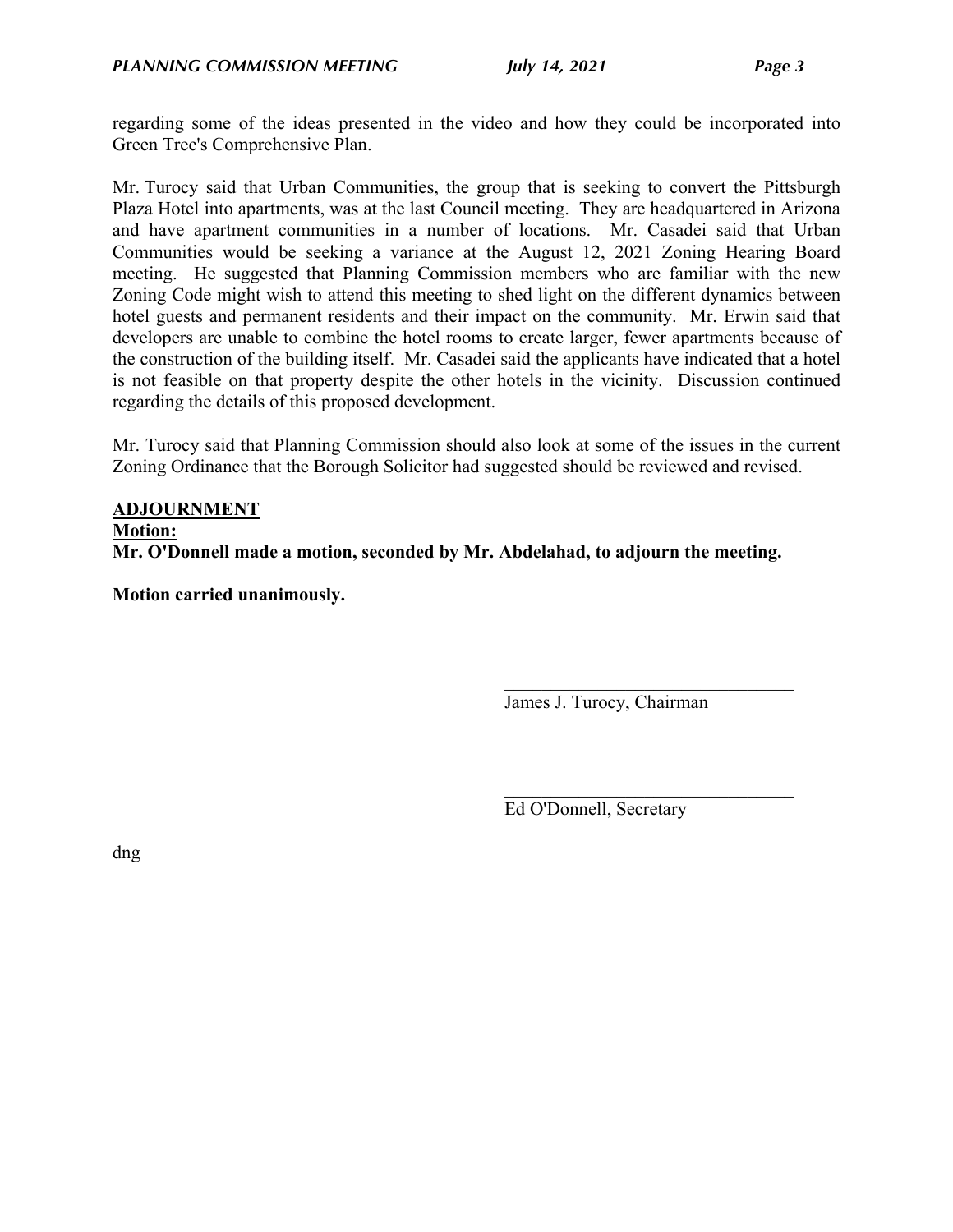regarding some of the ideas presented in the video and how they could be incorporated into Green Tree's Comprehensive Plan.

Mr. Turocy said that Urban Communities, the group that is seeking to convert the Pittsburgh Plaza Hotel into apartments, was at the last Council meeting. They are headquartered in Arizona and have apartment communities in a number of locations. Mr. Casadei said that Urban Communities would be seeking a variance at the August 12, 2021 Zoning Hearing Board meeting. He suggested that Planning Commission members who are familiar with the new Zoning Code might wish to attend this meeting to shed light on the different dynamics between hotel guests and permanent residents and their impact on the community. Mr. Erwin said that developers are unable to combine the hotel rooms to create larger, fewer apartments because of the construction of the building itself. Mr. Casadei said the applicants have indicated that a hotel is not feasible on that property despite the other hotels in the vicinity. Discussion continued regarding the details of this proposed development.

Mr. Turocy said that Planning Commission should also look at some of the issues in the current Zoning Ordinance that the Borough Solicitor had suggested should be reviewed and revised.

**ADJOURNMENT**

**Motion:**

**Mr. O'Donnell made a motion, seconded by Mr. Abdelahad, to adjourn the meeting.**

**Motion carried unanimously.**

\_\_\_\_\_\_\_\_\_\_\_\_\_\_\_\_\_\_\_\_\_\_\_\_\_\_\_\_\_\_\_\_
James J. Turocy, Chairman

\_\_\_\_\_\_\_\_\_\_\_\_\_\_\_\_\_\_\_\_\_\_\_\_\_\_\_\_\_\_\_\_
Ed O'Donnell, Secretary

dng